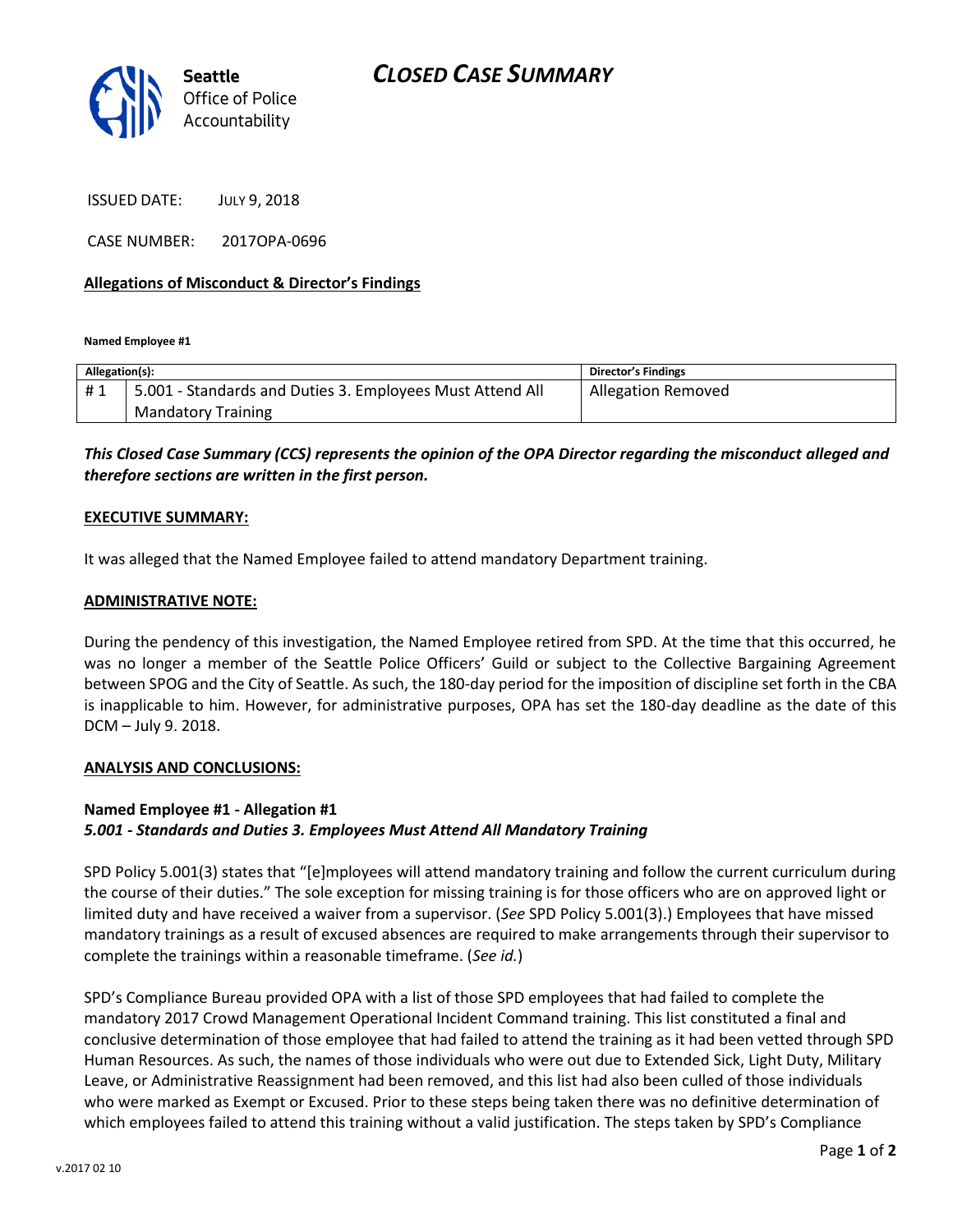# CLOSED CASE SUMMARY

Seattle Office of Police Accountability

ISSUED DATE: JULY 9, 2018

CASE NUMBER: 2017OPA-0696

**Allegations of Misconduct & Director's Findings**

**Named Employee #1**

| Allegation(s): | | Director's Findings |
|---|---|---|
| # 1 | 5.001 - Standards and Duties 3. Employees Must Attend All Mandatory Training | Allegation Removed |

***This Closed Case Summary (CCS) represents the opinion of the OPA Director regarding the misconduct alleged and therefore sections are written in the first person.***

**EXECUTIVE SUMMARY:**

It was alleged that the Named Employee failed to attend mandatory Department training.

**ADMINISTRATIVE NOTE:**

During the pendency of this investigation, the Named Employee retired from SPD. At the time that this occurred, he was no longer a member of the Seattle Police Officers' Guild or subject to the Collective Bargaining Agreement between SPOG and the City of Seattle. As such, the 180-day period for the imposition of discipline set forth in the CBA is inapplicable to him. However, for administrative purposes, OPA has set the 180-day deadline as the date of this DCM – July 9. 2018.

**ANALYSIS AND CONCLUSIONS:**

**Named Employee #1 - Allegation #1**
***5.001 - Standards and Duties 3. Employees Must Attend All Mandatory Training***

SPD Policy 5.001(3) states that "[e]mployees will attend mandatory training and follow the current curriculum during the course of their duties." The sole exception for missing training is for those officers who are on approved light or limited duty and have received a waiver from a supervisor. (*See* SPD Policy 5.001(3).) Employees that have missed mandatory trainings as a result of excused absences are required to make arrangements through their supervisor to complete the trainings within a reasonable timeframe. (*See id.*)

SPD's Compliance Bureau provided OPA with a list of those SPD employees that had failed to complete the mandatory 2017 Crowd Management Operational Incident Command training. This list constituted a final and conclusive determination of those employee that had failed to attend the training as it had been vetted through SPD Human Resources. As such, the names of those individuals who were out due to Extended Sick, Light Duty, Military Leave, or Administrative Reassignment had been removed, and this list had also been culled of those individuals who were marked as Exempt or Excused. Prior to these steps being taken there was no definitive determination of which employees failed to attend this training without a valid justification. The steps taken by SPD's Compliance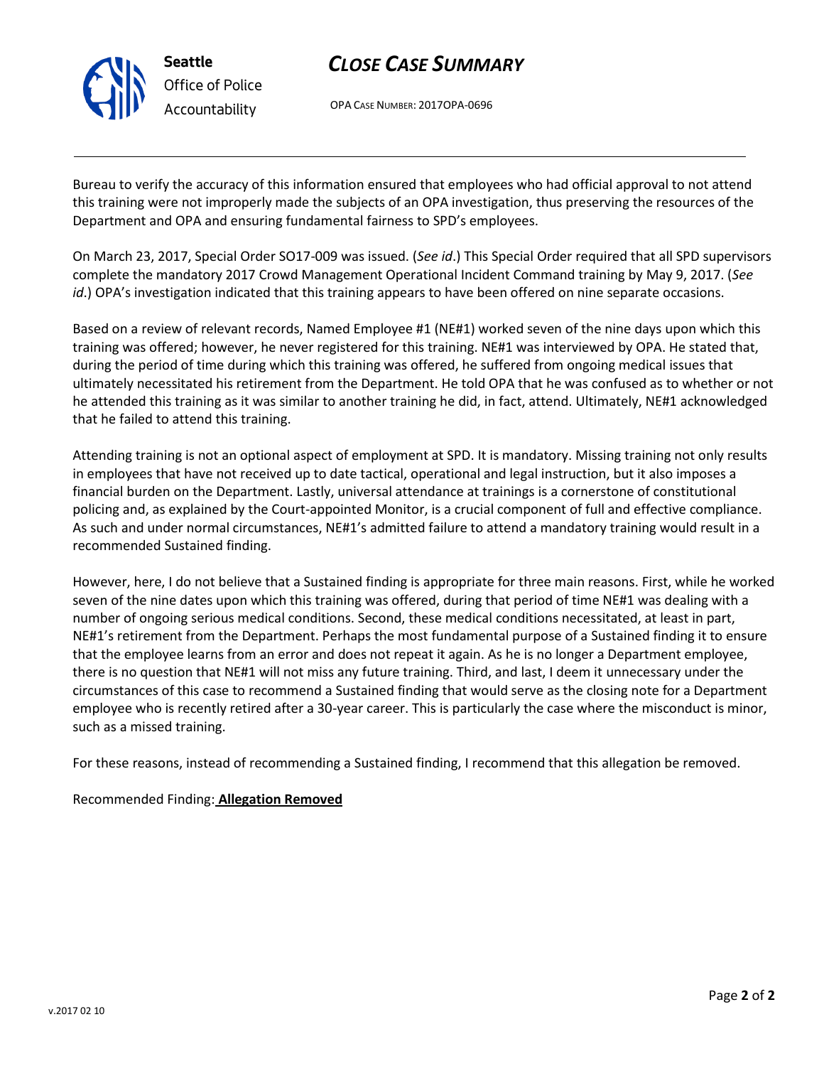Bureau to verify the accuracy of this information ensured that employees who had official approval to not attend this training were not improperly made the subjects of an OPA investigation, thus preserving the resources of the Department and OPA and ensuring fundamental fairness to SPD's employees.

On March 23, 2017, Special Order SO17-009 was issued. (*See id*.) This Special Order required that all SPD supervisors complete the mandatory 2017 Crowd Management Operational Incident Command training by May 9, 2017. (*See id*.) OPA's investigation indicated that this training appears to have been offered on nine separate occasions.

Based on a review of relevant records, Named Employee #1 (NE#1) worked seven of the nine days upon which this training was offered; however, he never registered for this training. NE#1 was interviewed by OPA. He stated that, during the period of time during which this training was offered, he suffered from ongoing medical issues that ultimately necessitated his retirement from the Department. He told OPA that he was confused as to whether or not he attended this training as it was similar to another training he did, in fact, attend. Ultimately, NE#1 acknowledged that he failed to attend this training.

Attending training is not an optional aspect of employment at SPD. It is mandatory. Missing training not only results in employees that have not received up to date tactical, operational and legal instruction, but it also imposes a financial burden on the Department. Lastly, universal attendance at trainings is a cornerstone of constitutional policing and, as explained by the Court-appointed Monitor, is a crucial component of full and effective compliance. As such and under normal circumstances, NE#1's admitted failure to attend a mandatory training would result in a recommended Sustained finding.

However, here, I do not believe that a Sustained finding is appropriate for three main reasons. First, while he worked seven of the nine dates upon which this training was offered, during that period of time NE#1 was dealing with a number of ongoing serious medical conditions. Second, these medical conditions necessitated, at least in part, NE#1's retirement from the Department. Perhaps the most fundamental purpose of a Sustained finding it to ensure that the employee learns from an error and does not repeat it again. As he is no longer a Department employee, there is no question that NE#1 will not miss any future training. Third, and last, I deem it unnecessary under the circumstances of this case to recommend a Sustained finding that would serve as the closing note for a Department employee who is recently retired after a 30-year career. This is particularly the case where the misconduct is minor, such as a missed training.

For these reasons, instead of recommending a Sustained finding, I recommend that this allegation be removed.

Recommended Finding: **Allegation Removed**